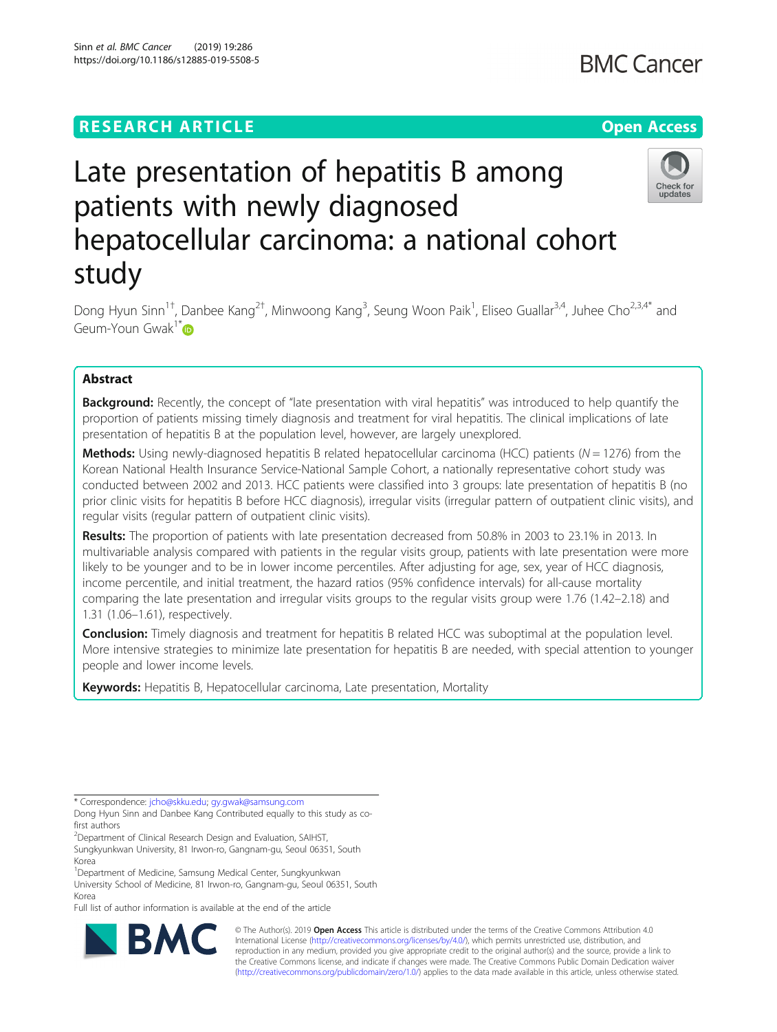RESEARCH ARTICLE

Open Access

# Late presentation of hepatitis B among patients with newly diagnosed hepatocellular carcinoma: a national cohort study

Dong Hyun Sinn[1†], Danbee Kang[2†], Minwoong Kang[3], Seung Woon Paik[1], Eliseo Guallar[3,4], Juhee Cho[2,3,4*] and Geum-Youn Gwak[1*]

## Abstract

**Background:** Recently, the concept of "late presentation with viral hepatitis" was introduced to help quantify the proportion of patients missing timely diagnosis and treatment for viral hepatitis. The clinical implications of late presentation of hepatitis B at the population level, however, are largely unexplored.

**Methods:** Using newly-diagnosed hepatitis B related hepatocellular carcinoma (HCC) patients ($N = 1276$) from the Korean National Health Insurance Service-National Sample Cohort, a nationally representative cohort study was conducted between 2002 and 2013. HCC patients were classified into 3 groups: late presentation of hepatitis B (no prior clinic visits for hepatitis B before HCC diagnosis), irregular visits (irregular pattern of outpatient clinic visits), and regular visits (regular pattern of outpatient clinic visits).

**Results:** The proportion of patients with late presentation decreased from 50.8% in 2003 to 23.1% in 2013. In multivariable analysis compared with patients in the regular visits group, patients with late presentation were more likely to be younger and to be in lower income percentiles. After adjusting for age, sex, year of HCC diagnosis, income percentile, and initial treatment, the hazard ratios (95% confidence intervals) for all-cause mortality comparing the late presentation and irregular visits groups to the regular visits group were 1.76 (1.42–2.18) and 1.31 (1.06–1.61), respectively.

**Conclusion:** Timely diagnosis and treatment for hepatitis B related HCC was suboptimal at the population level. More intensive strategies to minimize late presentation for hepatitis B are needed, with special attention to younger people and lower income levels.

**Keywords:** Hepatitis B, Hepatocellular carcinoma, Late presentation, Mortality

---

\* Correspondence: jcho@skku.edu; gy.gwak@samsung.com

Dong Hyun Sinn and Danbee Kang Contributed equally to this study as co-first authors

[2]Department of Clinical Research Design and Evaluation, SAIHST, Sungkyunkwan University, 81 Irwon-ro, Gangnam-gu, Seoul 06351, South Korea

[1]Department of Medicine, Samsung Medical Center, Sungkyunkwan University School of Medicine, 81 Irwon-ro, Gangnam-gu, Seoul 06351, South Korea

Full list of author information is available at the end of the article

© The Author(s). 2019 **Open Access** This article is distributed under the terms of the Creative Commons Attribution 4.0 International License (http://creativecommons.org/licenses/by/4.0/), which permits unrestricted use, distribution, and reproduction in any medium, provided you give appropriate credit to the original author(s) and the source, provide a link to the Creative Commons license, and indicate if changes were made. The Creative Commons Public Domain Dedication waiver (http://creativecommons.org/publicdomain/zero/1.0/) applies to the data made available in this article, unless otherwise stated.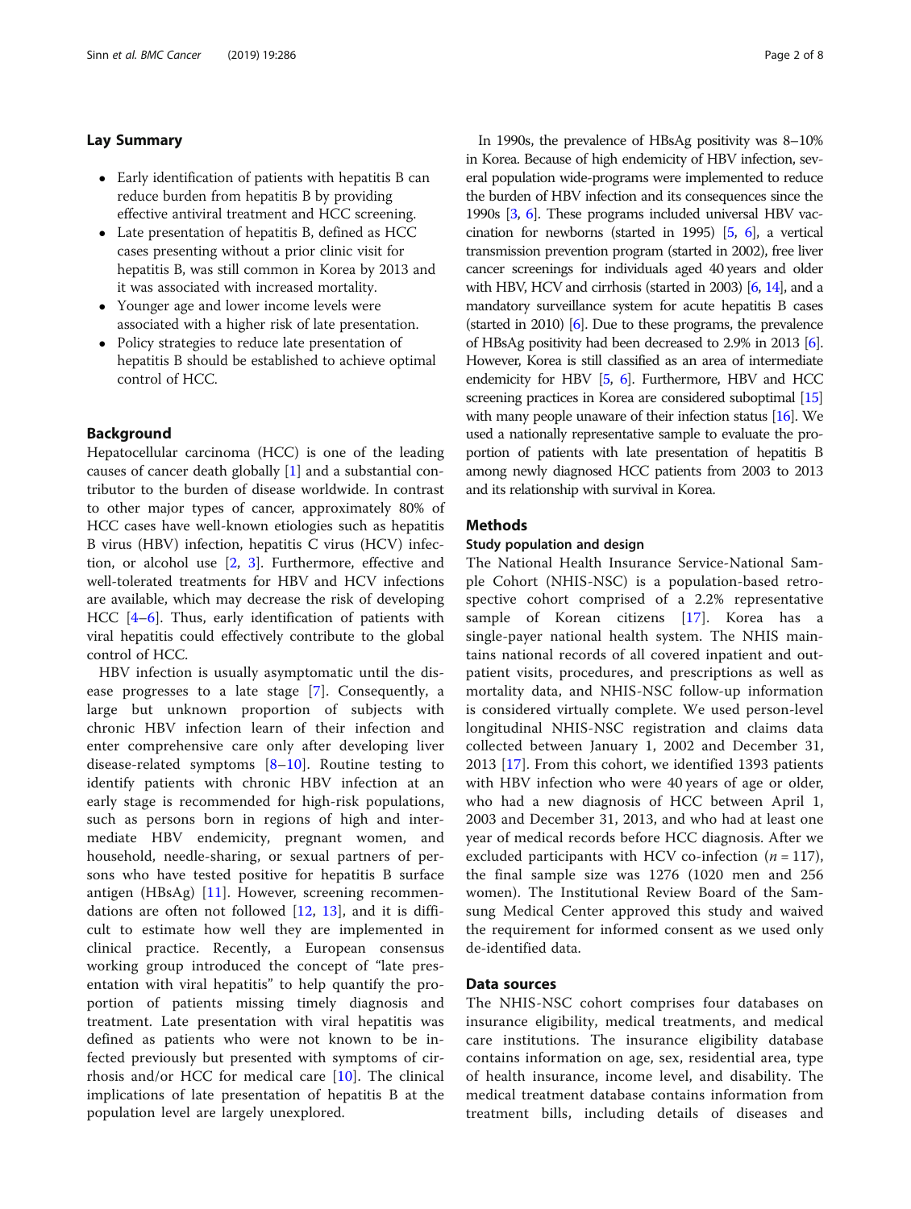## Lay Summary

- Early identification of patients with hepatitis B can reduce burden from hepatitis B by providing effective antiviral treatment and HCC screening.
- Late presentation of hepatitis B, defined as HCC cases presenting without a prior clinic visit for hepatitis B, was still common in Korea by 2013 and it was associated with increased mortality.
- Younger age and lower income levels were associated with a higher risk of late presentation.
- Policy strategies to reduce late presentation of hepatitis B should be established to achieve optimal control of HCC.

## Background

Hepatocellular carcinoma (HCC) is one of the leading causes of cancer death globally [1] and a substantial contributor to the burden of disease worldwide. In contrast to other major types of cancer, approximately 80% of HCC cases have well-known etiologies such as hepatitis B virus (HBV) infection, hepatitis C virus (HCV) infection, or alcohol use [2, 3]. Furthermore, effective and well-tolerated treatments for HBV and HCV infections are available, which may decrease the risk of developing HCC [4–6]. Thus, early identification of patients with viral hepatitis could effectively contribute to the global control of HCC.

HBV infection is usually asymptomatic until the disease progresses to a late stage [7]. Consequently, a large but unknown proportion of subjects with chronic HBV infection learn of their infection and enter comprehensive care only after developing liver disease-related symptoms [8–10]. Routine testing to identify patients with chronic HBV infection at an early stage is recommended for high-risk populations, such as persons born in regions of high and intermediate HBV endemicity, pregnant women, and household, needle-sharing, or sexual partners of persons who have tested positive for hepatitis B surface antigen (HBsAg) [11]. However, screening recommendations are often not followed [12, 13], and it is difficult to estimate how well they are implemented in clinical practice. Recently, a European consensus working group introduced the concept of "late presentation with viral hepatitis" to help quantify the proportion of patients missing timely diagnosis and treatment. Late presentation with viral hepatitis was defined as patients who were not known to be infected previously but presented with symptoms of cirrhosis and/or HCC for medical care [10]. The clinical implications of late presentation of hepatitis B at the population level are largely unexplored.

In 1990s, the prevalence of HBsAg positivity was 8–10% in Korea. Because of high endemicity of HBV infection, several population wide-programs were implemented to reduce the burden of HBV infection and its consequences since the 1990s [3, 6]. These programs included universal HBV vaccination for newborns (started in 1995) [5, 6], a vertical transmission prevention program (started in 2002), free liver cancer screenings for individuals aged 40 years and older with HBV, HCV and cirrhosis (started in 2003) [6, 14], and a mandatory surveillance system for acute hepatitis B cases (started in 2010) [6]. Due to these programs, the prevalence of HBsAg positivity had been decreased to 2.9% in 2013 [6]. However, Korea is still classified as an area of intermediate endemicity for HBV [5, 6]. Furthermore, HBV and HCC screening practices in Korea are considered suboptimal [15] with many people unaware of their infection status [16]. We used a nationally representative sample to evaluate the proportion of patients with late presentation of hepatitis B among newly diagnosed HCC patients from 2003 to 2013 and its relationship with survival in Korea.

## Methods

### Study population and design

The National Health Insurance Service-National Sample Cohort (NHIS-NSC) is a population-based retrospective cohort comprised of a 2.2% representative sample of Korean citizens [17]. Korea has a single-payer national health system. The NHIS maintains national records of all covered inpatient and outpatient visits, procedures, and prescriptions as well as mortality data, and NHIS-NSC follow-up information is considered virtually complete. We used person-level longitudinal NHIS-NSC registration and claims data collected between January 1, 2002 and December 31, 2013 [17]. From this cohort, we identified 1393 patients with HBV infection who were 40 years of age or older, who had a new diagnosis of HCC between April 1, 2003 and December 31, 2013, and who had at least one year of medical records before HCC diagnosis. After we excluded participants with HCV co-infection ($n = 117$), the final sample size was 1276 (1020 men and 256 women). The Institutional Review Board of the Samsung Medical Center approved this study and waived the requirement for informed consent as we used only de-identified data.

### Data sources

The NHIS-NSC cohort comprises four databases on insurance eligibility, medical treatments, and medical care institutions. The insurance eligibility database contains information on age, sex, residential area, type of health insurance, income level, and disability. The medical treatment database contains information from treatment bills, including details of diseases and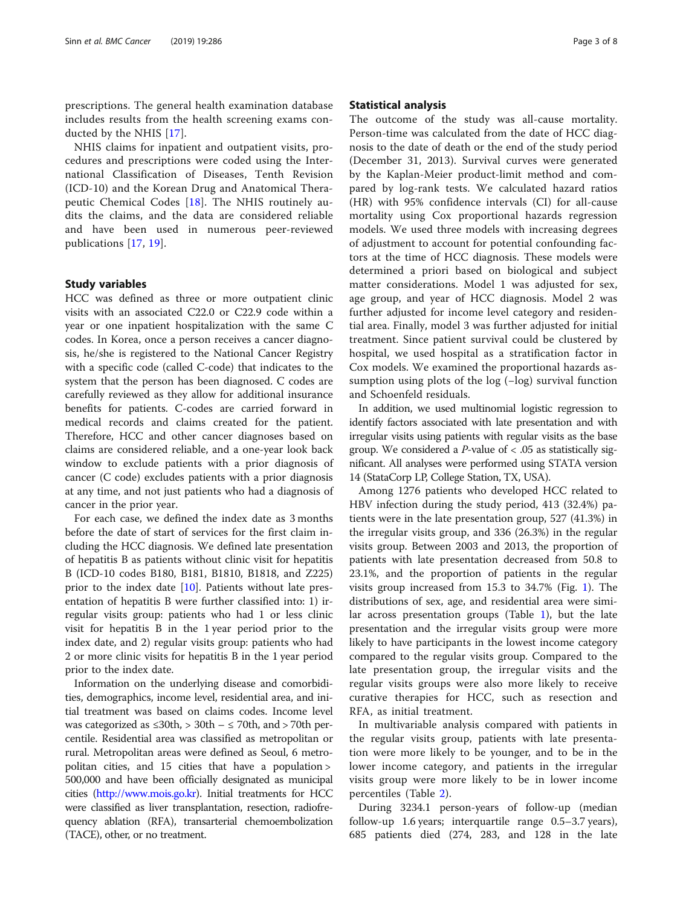prescriptions. The general health examination database includes results from the health screening exams conducted by the NHIS [17].

NHIS claims for inpatient and outpatient visits, procedures and prescriptions were coded using the International Classification of Diseases, Tenth Revision (ICD-10) and the Korean Drug and Anatomical Therapeutic Chemical Codes [18]. The NHIS routinely audits the claims, and the data are considered reliable and have been used in numerous peer-reviewed publications [17, 19].

## Study variables

HCC was defined as three or more outpatient clinic visits with an associated C22.0 or C22.9 code within a year or one inpatient hospitalization with the same C codes. In Korea, once a person receives a cancer diagnosis, he/she is registered to the National Cancer Registry with a specific code (called C-code) that indicates to the system that the person has been diagnosed. C codes are carefully reviewed as they allow for additional insurance benefits for patients. C-codes are carried forward in medical records and claims created for the patient. Therefore, HCC and other cancer diagnoses based on claims are considered reliable, and a one-year look back window to exclude patients with a prior diagnosis of cancer (C code) excludes patients with a prior diagnosis at any time, and not just patients who had a diagnosis of cancer in the prior year.

For each case, we defined the index date as 3 months before the date of start of services for the first claim including the HCC diagnosis. We defined late presentation of hepatitis B as patients without clinic visit for hepatitis B (ICD-10 codes B180, B181, B1810, B1818, and Z225) prior to the index date [10]. Patients without late presentation of hepatitis B were further classified into: 1) irregular visits group: patients who had 1 or less clinic visit for hepatitis B in the 1 year period prior to the index date, and 2) regular visits group: patients who had 2 or more clinic visits for hepatitis B in the 1 year period prior to the index date.

Information on the underlying disease and comorbidities, demographics, income level, residential area, and initial treatment was based on claims codes. Income level was categorized as ≤30th, > 30th – ≤ 70th, and > 70th percentile. Residential area was classified as metropolitan or rural. Metropolitan areas were defined as Seoul, 6 metropolitan cities, and 15 cities that have a population > 500,000 and have been officially designated as municipal cities (http://www.mois.go.kr). Initial treatments for HCC were classified as liver transplantation, resection, radiofrequency ablation (RFA), transarterial chemoembolization (TACE), other, or no treatment.

## Statistical analysis

The outcome of the study was all-cause mortality. Person-time was calculated from the date of HCC diagnosis to the date of death or the end of the study period (December 31, 2013). Survival curves were generated by the Kaplan-Meier product-limit method and compared by log-rank tests. We calculated hazard ratios (HR) with 95% confidence intervals (CI) for all-cause mortality using Cox proportional hazards regression models. We used three models with increasing degrees of adjustment to account for potential confounding factors at the time of HCC diagnosis. These models were determined a priori based on biological and subject matter considerations. Model 1 was adjusted for sex, age group, and year of HCC diagnosis. Model 2 was further adjusted for income level category and residential area. Finally, model 3 was further adjusted for initial treatment. Since patient survival could be clustered by hospital, we used hospital as a stratification factor in Cox models. We examined the proportional hazards assumption using plots of the log (−log) survival function and Schoenfeld residuals.

In addition, we used multinomial logistic regression to identify factors associated with late presentation and with irregular visits using patients with regular visits as the base group. We considered a *P*-value of < .05 as statistically significant. All analyses were performed using STATA version 14 (StataCorp LP, College Station, TX, USA).

Among 1276 patients who developed HCC related to HBV infection during the study period, 413 (32.4%) patients were in the late presentation group, 527 (41.3%) in the irregular visits group, and 336 (26.3%) in the regular visits group. Between 2003 and 2013, the proportion of patients with late presentation decreased from 50.8 to 23.1%, and the proportion of patients in the regular visits group increased from 15.3 to 34.7% (Fig. 1). The distributions of sex, age, and residential area were similar across presentation groups (Table 1), but the late presentation and the irregular visits group were more likely to have participants in the lowest income category compared to the regular visits group. Compared to the late presentation group, the irregular visits and the regular visits groups were also more likely to receive curative therapies for HCC, such as resection and RFA, as initial treatment.

In multivariable analysis compared with patients in the regular visits group, patients with late presentation were more likely to be younger, and to be in the lower income category, and patients in the irregular visits group were more likely to be in lower income percentiles (Table 2).

During 3234.1 person-years of follow-up (median follow-up 1.6 years; interquartile range 0.5–3.7 years), 685 patients died (274, 283, and 128 in the late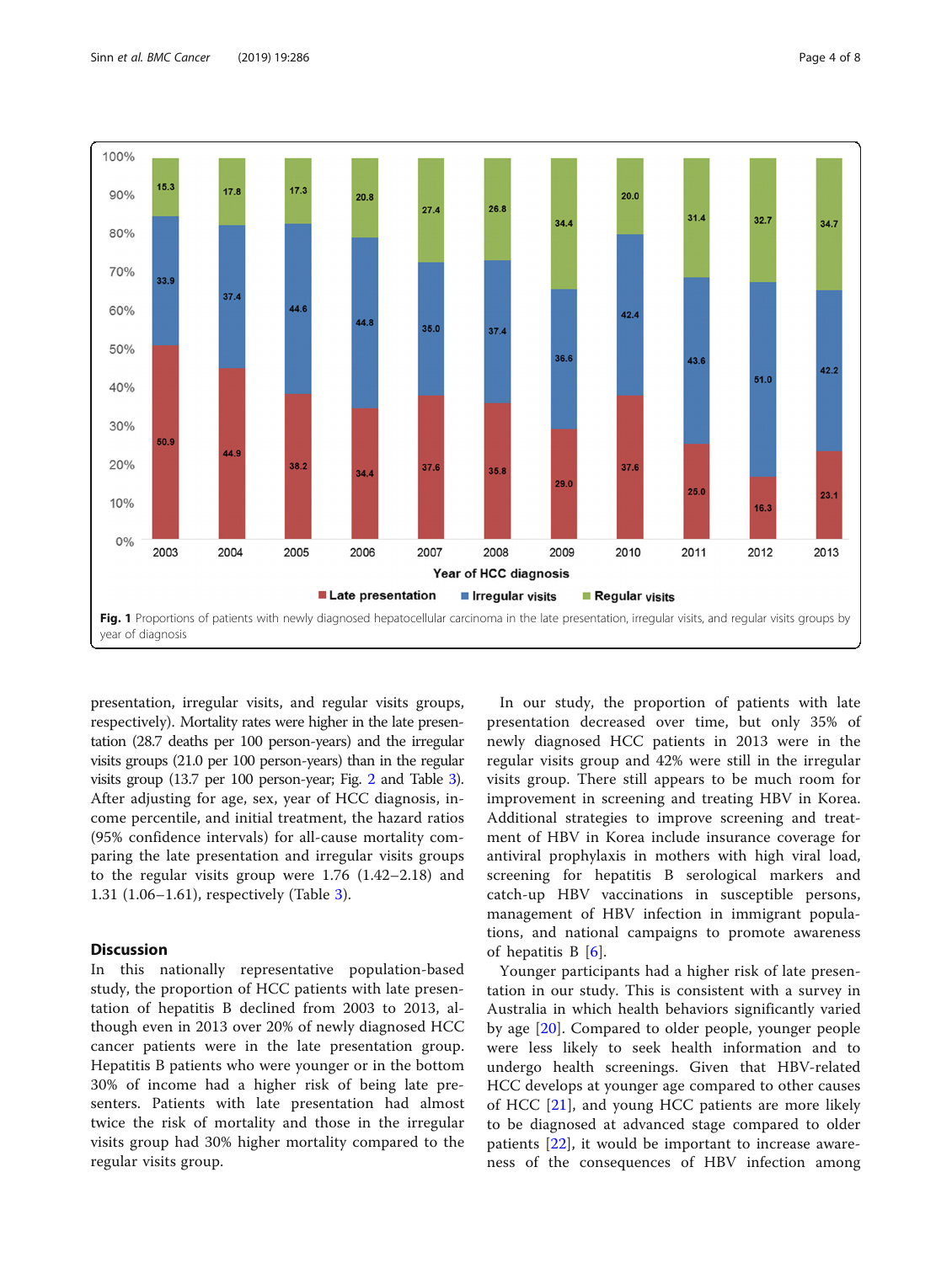Fig. 1 Proportions of patients with newly diagnosed hepatocellular carcinoma in the late presentation, irregular visits, and regular visits groups by year of diagnosis

presentation, irregular visits, and regular visits groups, respectively). Mortality rates were higher in the late presentation (28.7 deaths per 100 person-years) and the irregular visits groups (21.0 per 100 person-years) than in the regular visits group (13.7 per 100 person-year; Fig. 2 and Table 3). After adjusting for age, sex, year of HCC diagnosis, income percentile, and initial treatment, the hazard ratios (95% confidence intervals) for all-cause mortality comparing the late presentation and irregular visits groups to the regular visits group were 1.76 (1.42–2.18) and 1.31 (1.06–1.61), respectively (Table 3).

## Discussion

In this nationally representative population-based study, the proportion of HCC patients with late presentation of hepatitis B declined from 2003 to 2013, although even in 2013 over 20% of newly diagnosed HCC cancer patients were in the late presentation group. Hepatitis B patients who were younger or in the bottom 30% of income had a higher risk of being late presenters. Patients with late presentation had almost twice the risk of mortality and those in the irregular visits group had 30% higher mortality compared to the regular visits group.

In our study, the proportion of patients with late presentation decreased over time, but only 35% of newly diagnosed HCC patients in 2013 were in the regular visits group and 42% were still in the irregular visits group. There still appears to be much room for improvement in screening and treating HBV in Korea. Additional strategies to improve screening and treatment of HBV in Korea include insurance coverage for antiviral prophylaxis in mothers with high viral load, screening for hepatitis B serological markers and catch-up HBV vaccinations in susceptible persons, management of HBV infection in immigrant populations, and national campaigns to promote awareness of hepatitis B [6].

Younger participants had a higher risk of late presentation in our study. This is consistent with a survey in Australia in which health behaviors significantly varied by age [20]. Compared to older people, younger people were less likely to seek health information and to undergo health screenings. Given that HBV-related HCC develops at younger age compared to other causes of HCC [21], and young HCC patients are more likely to be diagnosed at advanced stage compared to older patients [22], it would be important to increase awareness of the consequences of HBV infection among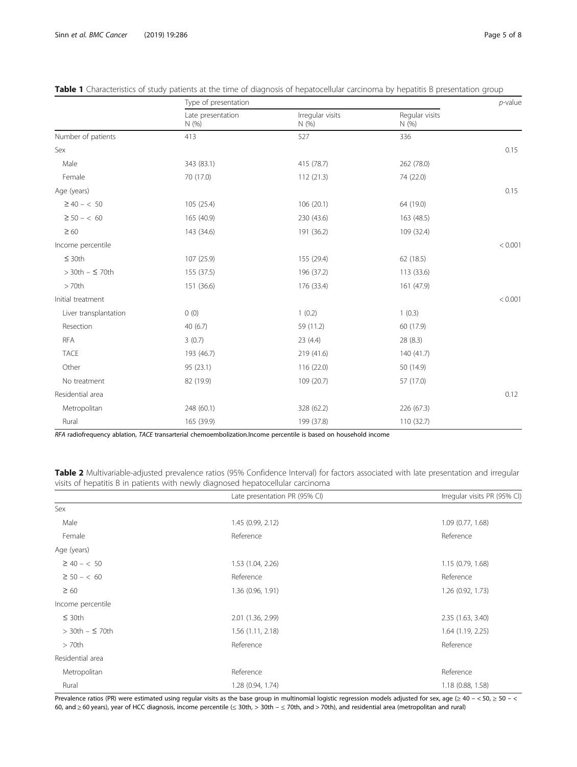**Table 1** Characteristics of study patients at the time of diagnosis of hepatocellular carcinoma by hepatitis B presentation group

| | Type of presentation | | | *p*-value |
|---|---|---|---|---|
| | Late presentation N (%) | Irregular visits N (%) | Regular visits N (%) | |
| Number of patients | 413 | 527 | 336 | |
| Sex | | | | 0.15 |
| Male | 343 (83.1) | 415 (78.7) | 262 (78.0) | |
| Female | 70 (17.0) | 112 (21.3) | 74 (22.0) | |
| Age (years) | | | | 0.15 |
| ≥ 40 – < 50 | 105 (25.4) | 106 (20.1) | 64 (19.0) | |
| ≥ 50 – < 60 | 165 (40.9) | 230 (43.6) | 163 (48.5) | |
| ≥ 60 | 143 (34.6) | 191 (36.2) | 109 (32.4) | |
| Income percentile | | | | < 0.001 |
| ≤ 30th | 107 (25.9) | 155 (29.4) | 62 (18.5) | |
| > 30th – ≤ 70th | 155 (37.5) | 196 (37.2) | 113 (33.6) | |
| > 70th | 151 (36.6) | 176 (33.4) | 161 (47.9) | |
| Initial treatment | | | | < 0.001 |
| Liver transplantation | 0 (0) | 1 (0.2) | 1 (0.3) | |
| Resection | 40 (6.7) | 59 (11.2) | 60 (17.9) | |
| RFA | 3 (0.7) | 23 (4.4) | 28 (8.3) | |
| TACE | 193 (46.7) | 219 (41.6) | 140 (41.7) | |
| Other | 95 (23.1) | 116 (22.0) | 50 (14.9) | |
| No treatment | 82 (19.9) | 109 (20.7) | 57 (17.0) | |
| Residential area | | | | 0.12 |
| Metropolitan | 248 (60.1) | 328 (62.2) | 226 (67.3) | |
| Rural | 165 (39.9) | 199 (37.8) | 110 (32.7) | |

*RFA* radiofrequency ablation, *TACE* transarterial chemoembolization.Income percentile is based on household income

**Table 2** Multivariable-adjusted prevalence ratios (95% Confidence Interval) for factors associated with late presentation and irregular visits of hepatitis B in patients with newly diagnosed hepatocellular carcinoma

| | Late presentation PR (95% CI) | Irregular visits PR (95% CI) |
|---|---|---|
| Sex | | |
| Male | 1.45 (0.99, 2.12) | 1.09 (0.77, 1.68) |
| Female | Reference | Reference |
| Age (years) | | |
| ≥ 40 – < 50 | 1.53 (1.04, 2.26) | 1.15 (0.79, 1.68) |
| ≥ 50 – < 60 | Reference | Reference |
| ≥ 60 | 1.36 (0.96, 1.91) | 1.26 (0.92, 1.73) |
| Income percentile | | |
| ≤ 30th | 2.01 (1.36, 2.99) | 2.35 (1.63, 3.40) |
| > 30th – ≤ 70th | 1.56 (1.11, 2.18) | 1.64 (1.19, 2.25) |
| > 70th | Reference | Reference |
| Residential area | | |
| Metropolitan | Reference | Reference |
| Rural | 1.28 (0.94, 1.74) | 1.18 (0.88, 1.58) |

Prevalence ratios (PR) were estimated using regular visits as the base group in multinomial logistic regression models adjusted for sex, age (≥ 40 – < 50, ≥ 50 – < 60, and ≥ 60 years), year of HCC diagnosis, income percentile (≤ 30th, > 30th – ≤ 70th, and > 70th), and residential area (metropolitan and rural)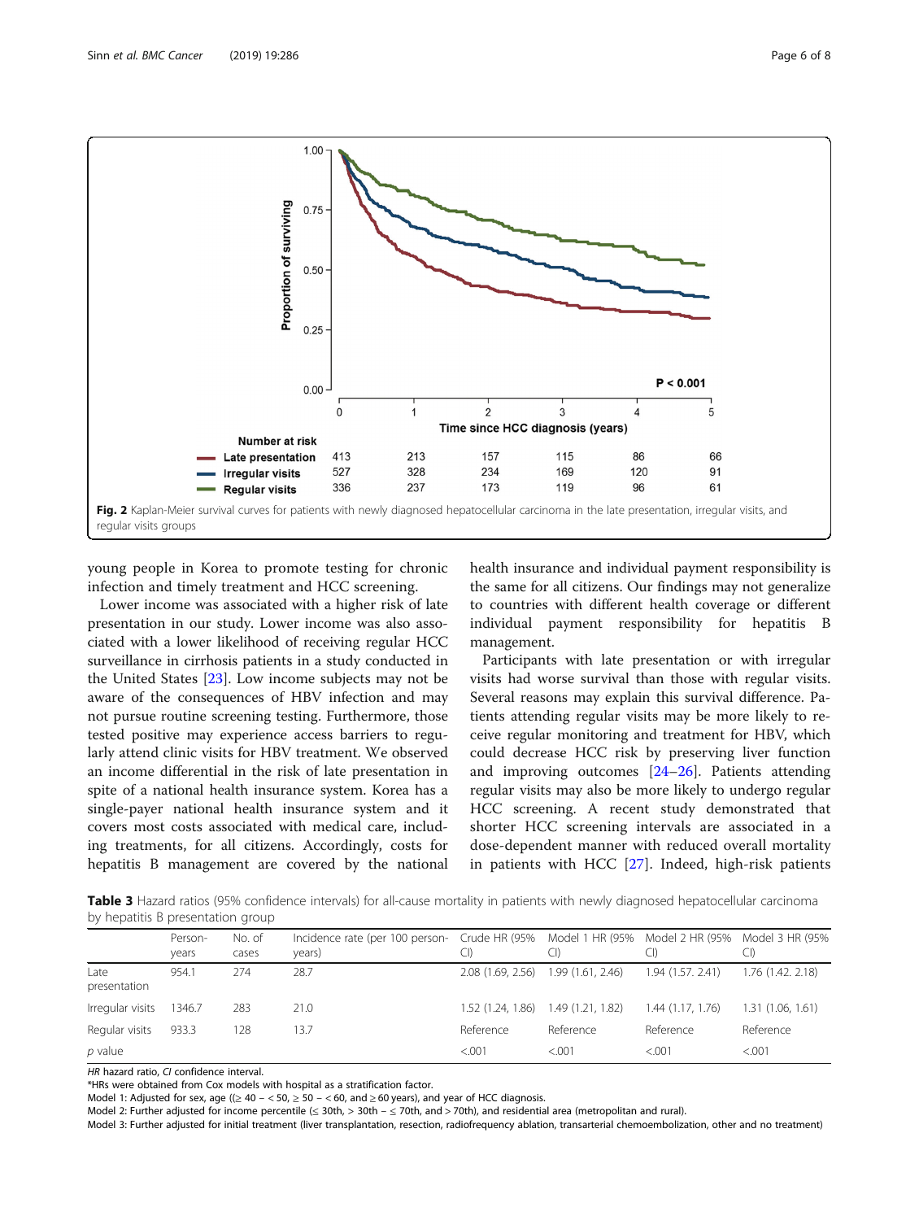**Fig. 2** Kaplan-Meier survival curves for patients with newly diagnosed hepatocellular carcinoma in the late presentation, irregular visits, and regular visits groups

young people in Korea to promote testing for chronic infection and timely treatment and HCC screening.

Lower income was associated with a higher risk of late presentation in our study. Lower income was also associated with a lower likelihood of receiving regular HCC surveillance in cirrhosis patients in a study conducted in the United States [23]. Low income subjects may not be aware of the consequences of HBV infection and may not pursue routine screening testing. Furthermore, those tested positive may experience access barriers to regularly attend clinic visits for HBV treatment. We observed an income differential in the risk of late presentation in spite of a national health insurance system. Korea has a single-payer national health insurance system and it covers most costs associated with medical care, including treatments, for all citizens. Accordingly, costs for hepatitis B management are covered by the national health insurance and individual payment responsibility is the same for all citizens. Our findings may not generalize to countries with different health coverage or different individual payment responsibility for hepatitis B management.

Participants with late presentation or with irregular visits had worse survival than those with regular visits. Several reasons may explain this survival difference. Patients attending regular visits may be more likely to receive regular monitoring and treatment for HBV, which could decrease HCC risk by preserving liver function and improving outcomes [24–26]. Patients attending regular visits may also be more likely to undergo regular HCC screening. A recent study demonstrated that shorter HCC screening intervals are associated in a dose-dependent manner with reduced overall mortality in patients with HCC [27]. Indeed, high-risk patients

**Table 3** Hazard ratios (95% confidence intervals) for all-cause mortality in patients with newly diagnosed hepatocellular carcinoma by hepatitis B presentation group

| | Person-years | No. of cases | Incidence rate (per 100 person-years) | Crude HR (95% CI) | Model 1 HR (95% CI) | Model 2 HR (95% CI) | Model 3 HR (95% CI) |
|---|---|---|---|---|---|---|---|
| Late presentation | 954.1 | 274 | 28.7 | 2.08 (1.69, 2.56) | 1.99 (1.61, 2.46) | 1.94 (1.57. 2.41) | 1.76 (1.42. 2.18) |
| Irregular visits | 1346.7 | 283 | 21.0 | 1.52 (1.24, 1.86) | 1.49 (1.21, 1.82) | 1.44 (1.17, 1.76) | 1.31 (1.06, 1.61) |
| Regular visits | 933.3 | 128 | 13.7 | Reference | Reference | Reference | Reference |
| *p* value | | | | <.001 | <.001 | <.001 | <.001 |

*HR* hazard ratio, *CI* confidence interval.
*HRs were obtained from Cox models with hospital as a stratification factor.
Model 1: Adjusted for sex, age ((≥ 40 – < 50, ≥ 50 – < 60, and ≥ 60 years), and year of HCC diagnosis.
Model 2: Further adjusted for income percentile (≤ 30th, > 30th – ≤ 70th, and > 70th), and residential area (metropolitan and rural).
Model 3: Further adjusted for initial treatment (liver transplantation, resection, radiofrequency ablation, transarterial chemoembolization, other and no treatment)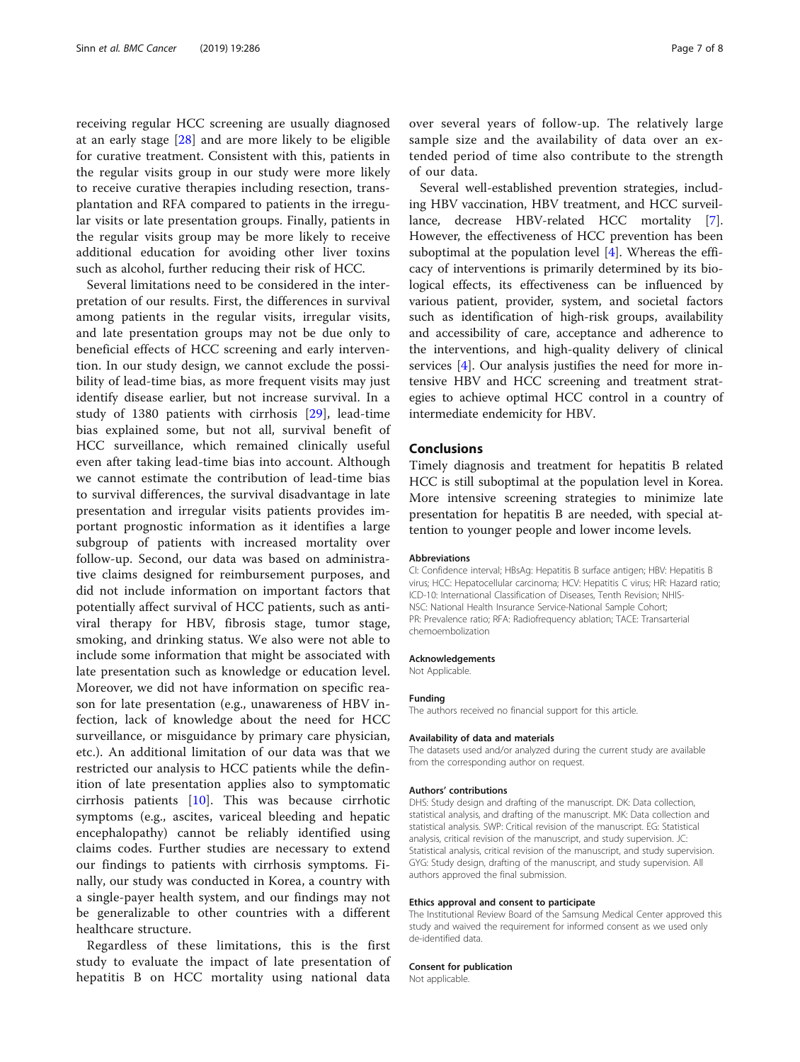receiving regular HCC screening are usually diagnosed at an early stage [28] and are more likely to be eligible for curative treatment. Consistent with this, patients in the regular visits group in our study were more likely to receive curative therapies including resection, transplantation and RFA compared to patients in the irregular visits or late presentation groups. Finally, patients in the regular visits group may be more likely to receive additional education for avoiding other liver toxins such as alcohol, further reducing their risk of HCC.

Several limitations need to be considered in the interpretation of our results. First, the differences in survival among patients in the regular visits, irregular visits, and late presentation groups may not be due only to beneficial effects of HCC screening and early intervention. In our study design, we cannot exclude the possibility of lead-time bias, as more frequent visits may just identify disease earlier, but not increase survival. In a study of 1380 patients with cirrhosis [29], lead-time bias explained some, but not all, survival benefit of HCC surveillance, which remained clinically useful even after taking lead-time bias into account. Although we cannot estimate the contribution of lead-time bias to survival differences, the survival disadvantage in late presentation and irregular visits patients provides important prognostic information as it identifies a large subgroup of patients with increased mortality over follow-up. Second, our data was based on administrative claims designed for reimbursement purposes, and did not include information on important factors that potentially affect survival of HCC patients, such as antiviral therapy for HBV, fibrosis stage, tumor stage, smoking, and drinking status. We also were not able to include some information that might be associated with late presentation such as knowledge or education level. Moreover, we did not have information on specific reason for late presentation (e.g., unawareness of HBV infection, lack of knowledge about the need for HCC surveillance, or misguidance by primary care physician, etc.). An additional limitation of our data was that we restricted our analysis to HCC patients while the definition of late presentation applies also to symptomatic cirrhosis patients [10]. This was because cirrhotic symptoms (e.g., ascites, variceal bleeding and hepatic encephalopathy) cannot be reliably identified using claims codes. Further studies are necessary to extend our findings to patients with cirrhosis symptoms. Finally, our study was conducted in Korea, a country with a single-payer health system, and our findings may not be generalizable to other countries with a different healthcare structure.

Regardless of these limitations, this is the first study to evaluate the impact of late presentation of hepatitis B on HCC mortality using national data over several years of follow-up. The relatively large sample size and the availability of data over an extended period of time also contribute to the strength of our data.

Several well-established prevention strategies, including HBV vaccination, HBV treatment, and HCC surveillance, decrease HBV-related HCC mortality [7]. However, the effectiveness of HCC prevention has been suboptimal at the population level [4]. Whereas the efficacy of interventions is primarily determined by its biological effects, its effectiveness can be influenced by various patient, provider, system, and societal factors such as identification of high-risk groups, availability and accessibility of care, acceptance and adherence to the interventions, and high-quality delivery of clinical services [4]. Our analysis justifies the need for more intensive HBV and HCC screening and treatment strategies to achieve optimal HCC control in a country of intermediate endemicity for HBV.

## Conclusions

Timely diagnosis and treatment for hepatitis B related HCC is still suboptimal at the population level in Korea. More intensive screening strategies to minimize late presentation for hepatitis B are needed, with special attention to younger people and lower income levels.

#### Abbreviations

CI: Confidence interval; HBsAg: Hepatitis B surface antigen; HBV: Hepatitis B virus; HCC: Hepatocellular carcinoma; HCV: Hepatitis C virus; HR: Hazard ratio; ICD-10: International Classification of Diseases, Tenth Revision; NHIS-NSC: National Health Insurance Service-National Sample Cohort; PR: Prevalence ratio; RFA: Radiofrequency ablation; TACE: Transarterial chemoembolization

#### Acknowledgements

Not Applicable.

#### Funding

The authors received no financial support for this article.

#### Availability of data and materials

The datasets used and/or analyzed during the current study are available from the corresponding author on request.

#### Authors' contributions

DHS: Study design and drafting of the manuscript. DK: Data collection, statistical analysis, and drafting of the manuscript. MK: Data collection and statistical analysis. SWP: Critical revision of the manuscript. EG: Statistical analysis, critical revision of the manuscript, and study supervision. JC: Statistical analysis, critical revision of the manuscript, and study supervision. GYG: Study design, drafting of the manuscript, and study supervision. All authors approved the final submission.

#### Ethics approval and consent to participate

The Institutional Review Board of the Samsung Medical Center approved this study and waived the requirement for informed consent as we used only de-identified data.

#### Consent for publication

Not applicable.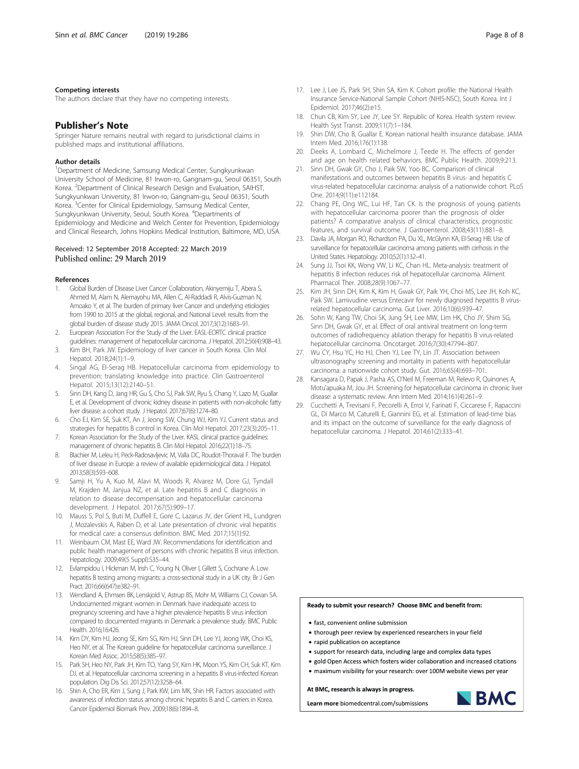### Competing interests

The authors declare that they have no competing interests.

## Publisher's Note

Springer Nature remains neutral with regard to jurisdictional claims in published maps and institutional affiliations.

### Author details

[1]Department of Medicine, Samsung Medical Center, Sungkyunkwan University School of Medicine, 81 Irwon-ro, Gangnam-gu, Seoul 06351, South Korea. [2]Department of Clinical Research Design and Evaluation, SAIHST, Sungkyunkwan University, 81 Irwon-ro, Gangnam-gu, Seoul 06351, South Korea. [3]Center for Clinical Epidemiology, Samsung Medical Center, Sungkyunkwan University, Seoul, South Korea. [4]Departments of Epidemiology and Medicine and Welch Center for Prevention, Epidemiology and Clinical Research, Johns Hopkins Medical Institution, Baltimore, MD, USA.

Received: 12 September 2018 Accepted: 22 March 2019
Published online: 29 March 2019

### References

1. Global Burden of Disease Liver Cancer Collaboration, Akinyemiju T, Abera S, Ahmed M, Alam N, Alemayohu MA, Allen C, Al-Raddadi R, Alvis-Guzman N, Amoako Y, et al. The burden of primary liver Cancer and underlying etiologies from 1990 to 2015 at the global, regional, and National Level: results from the global burden of disease study 2015. JAMA Oncol. 2017;3(12):1683–91.
2. European Association For the Study of the Liver. EASL-EORTC clinical practice guidelines: management of hepatocellular carcinoma. J Hepatol. 2012;56(4):908–43.
3. Kim BH, Park JW. Epidemiology of liver cancer in South Korea. Clin Mol Hepatol. 2018;24(1):1–9.
4. Singal AG, El-Serag HB. Hepatocellular carcinoma from epidemiology to prevention: translating knowledge into practice. Clin Gastroenterol Hepatol. 2015;13(12):2140–51.
5. Sinn DH, Kang D, Jang HR, Gu S, Cho SJ, Paik SW, Ryu S, Chang Y, Lazo M, Guallar E, et al. Development of chronic kidney disease in patients with non-alcoholic fatty liver disease: a cohort study. J Hepatol. 2017;67(6):1274–80.
6. Cho EJ, Kim SE, Suk KT, An J, Jeong SW, Chung WJ, Kim YJ. Current status and strategies for hepatitis B control in Korea. Clin Mol Hepatol. 2017;23(3):205–11.
7. Korean Association for the Study of the Liver. KASL clinical practice guidelines: management of chronic hepatitis B. Clin Mol Hepatol. 2016;22(1):18–75.
8. Blachier M, Leleu H, Peck-Radosavljevic M, Valla DC, Roudot-Thoraval F. The burden of liver disease in Europe: a review of available epidemiological data. J Hepatol. 2013;58(3):593–608.
9. Samji H, Yu A, Kuo M, Alavi M, Woods R, Alvarez M, Dore GJ, Tyndall M, Krajden M, Janjua NZ, et al. Late hepatitis B and C diagnosis in relation to disease decompensation and hepatocellular carcinoma development. J Hepatol. 2017;67(5):909–17.
10. Mauss S, Pol S, Buti M, Duffell E, Gore C, Lazarus JV, der Grient HL, Lundgren J, Mozalevskis A, Raben D, et al. Late presentation of chronic viral hepatitis for medical care: a consensus definition. BMC Med. 2017;15(1):92.
11. Weinbaum CM, Mast EE, Ward JW. Recommendations for identification and public health management of persons with chronic hepatitis B virus infection. Hepatology. 2009;49(5 Suppl):S35–44.
12. Evlampidou I, Hickman M, Irish C, Young N, Oliver I, Gillett S, Cochrane A. Low hepatitis B testing among migrants: a cross-sectional study in a UK city. Br J Gen Pract. 2016;66(647):e382–91.
13. Wendland A, Ehmsen BK, Lenskjold V, Astrup BS, Mohr M, Williams CJ, Cowan SA. Undocumented migrant women in Denmark have inadequate access to pregnancy screening and have a higher prevalence hepatitis B virus infection compared to documented migrants in Denmark: a prevalence study. BMC Public Health. 2016;16:426.
14. Kim DY, Kim HJ, Jeong SE, Kim SG, Kim HJ, Sinn DH, Lee YJ, Jeong WK, Choi KS, Heo NY, et al. The Korean guideline for hepatocellular carcinoma surveillance. J Korean Med Assoc. 2015;58(5):385–97.
15. Park SH, Heo NY, Park JH, Kim TO, Yang SY, Kim HK, Moon YS, Kim CH, Suk KT, Kim DJ, et al. Hepatocellular carcinoma screening in a hepatitis B virus-infected Korean population. Dig Dis Sci. 2012;57(12):3258–64.
16. Shin A, Cho ER, Kim J, Sung J, Park KW, Lim MK, Shin HR. Factors associated with awareness of infection status among chronic hepatitis B and C carriers in Korea. Cancer Epidemiol Biomark Prev. 2009;18(6):1894–8.
17. Lee J, Lee JS, Park SH, Shin SA, Kim K. Cohort profile: the National Health Insurance Service-National Sample Cohort (NHIS-NSC), South Korea. Int J Epidemiol. 2017;46(2):e15.
18. Chun CB, Kim SY, Lee JY, Lee SY. Republic of Korea. Health system review. Health Syst Transit. 2009;11(7):1–184.
19. Shin DW, Cho B, Guallar E. Korean national health insurance database. JAMA Intern Med. 2016;176(1):138.
20. Deeks A, Lombard C, Michelmore J, Teede H. The effects of gender and age on health related behaviors. BMC Public Health. 2009;9:213.
21. Sinn DH, Gwak GY, Cho J, Paik SW, Yoo BC. Comparison of clinical manifestations and outcomes between hepatitis B virus- and hepatitis C virus-related hepatocellular carcinoma: analysis of a nationwide cohort. PLoS One. 2014;9(11):e112184.
22. Chang PE, Ong WC, Lui HF, Tan CK. Is the prognosis of young patients with hepatocellular carcinoma poorer than the prognosis of older patients? A comparative analysis of clinical characteristics, prognostic features, and survival outcome. J Gastroenterol. 2008;43(11):881–8.
23. Davila JA, Morgan RO, Richardson PA, Du XL, McGlynn KA, El-Serag HB. Use of surveillance for hepatocellular carcinoma among patients with cirrhosis in the United States. Hepatology. 2010;52(1):132–41.
24. Sung JJ, Tsoi KK, Wong VW, Li KC, Chan HL. Meta-analysis: treatment of hepatitis B infection reduces risk of hepatocellular carcinoma. Aliment Pharmacol Ther. 2008;28(9):1067–77.
25. Kim JH, Sinn DH, Kim K, Kim H, Gwak GY, Paik YH, Choi MS, Lee JH, Koh KC, Paik SW. Lamivudine versus Entecavir for newly diagnosed hepatitis B virus-related hepatocellular carcinoma. Gut Liver. 2016;10(6):939–47.
26. Sohn W, Kang TW, Choi SK, Jung SH, Lee MW, Lim HK, Cho JY, Shim SG, Sinn DH, Gwak GY, et al. Effect of oral antiviral treatment on long-term outcomes of radiofrequency ablation therapy for hepatitis B virus-related hepatocellular carcinoma. Oncotarget. 2016;7(30):47794–807.
27. Wu CY, Hsu YC, Ho HJ, Chen YJ, Lee TY, Lin JT. Association between ultrasonography screening and mortality in patients with hepatocellular carcinoma: a nationwide cohort study. Gut. 2016;65(4):693–701.
28. Kansagara D, Papak J, Pasha AS, O'Neil M, Freeman M, Relevo R, Quinones A, Motu'apuaka M, Jou JH. Screening for hepatocellular carcinoma in chronic liver disease: a systematic review. Ann Intern Med. 2014;161(4):261–9.
29. Cucchetti A, Trevisani F, Pecorelli A, Erroi V, Farinati F, Ciccarese F, Rapaccini GL, Di Marco M, Caturelli E, Giannini EG, et al. Estimation of lead-time bias and its impact on the outcome of surveillance for the early diagnosis of hepatocellular carcinoma. J Hepatol. 2014;61(2):333–41.

**Ready to submit your research? Choose BMC and benefit from:**

- fast, convenient online submission
- thorough peer review by experienced researchers in your field
- rapid publication on acceptance
- support for research data, including large and complex data types
- gold Open Access which fosters wider collaboration and increased citations
- maximum visibility for your research: over 100M website views per year

**At BMC, research is always in progress.**

**Learn more** biomedcentral.com/submissions